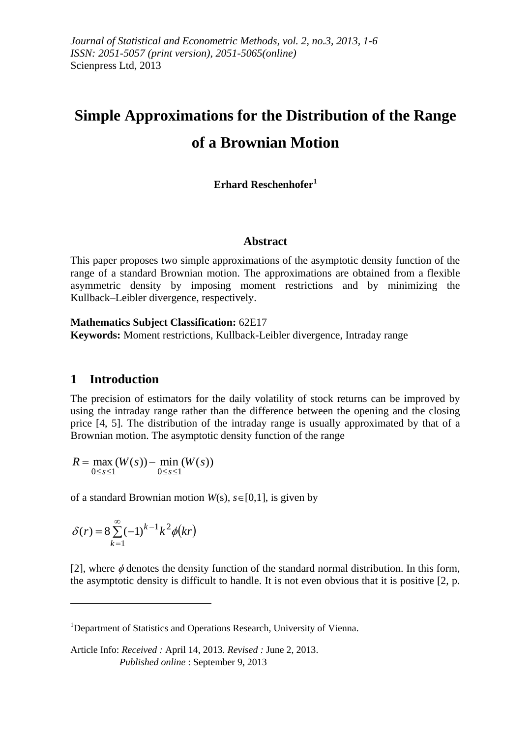*Journal of Statistical and Econometric Methods, vol. 2, no.3, 2013, 1-6*
*ISSN: 2051-5057 (print version), 2051-5065(online)*
Scienpress Ltd, 2013

# Simple Approximations for the Distribution of the Range of a Brownian Motion

**Erhard Reschenhofer[1]**

### Abstract

This paper proposes two simple approximations of the asymptotic density function of the range of a standard Brownian motion. The approximations are obtained from a flexible asymmetric density by imposing moment restrictions and by minimizing the Kullback–Leibler divergence, respectively.

**Mathematics Subject Classification:** 62E17
**Keywords:** Moment restrictions, Kullback-Leibler divergence, Intraday range

## 1 Introduction

The precision of estimators for the daily volatility of stock returns can be improved by using the intraday range rather than the difference between the opening and the closing price [4, 5]. The distribution of the intraday range is usually approximated by that of a Brownian motion. The asymptotic density function of the range

$$R = \max_{0\leq s\leq 1}(W(s)) - \min_{0\leq s\leq 1}(W(s))$$

of a standard Brownian motion $W(s)$, $s\in[0,1]$, is given by

$$\delta(r) = 8\sum_{k=1}^{\infty}(-1)^{k-1}k^2\phi(kr)$$

[2], where $\phi$ denotes the density function of the standard normal distribution. In this form, the asymptotic density is difficult to handle. It is not even obvious that it is positive [2, p.

---

[1]Department of Statistics and Operations Research, University of Vienna.

Article Info: *Received :* April 14, 2013. *Revised :* June 2, 2013.
*Published online* : September 9, 2013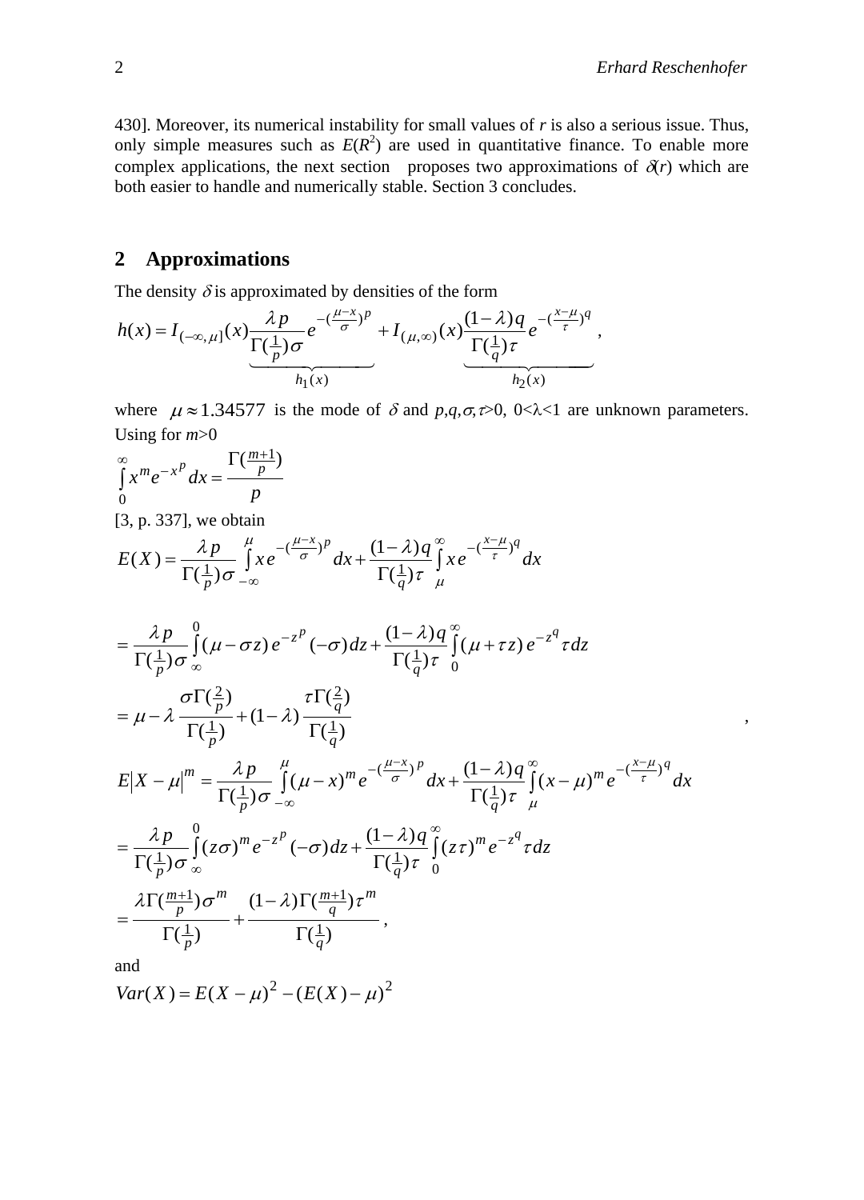430]. Moreover, its numerical instability for small values of $r$ is also a serious issue. Thus, only simple measures such as $E(R^2)$ are used in quantitative finance. To enable more complex applications, the next section proposes two approximations of $\delta(r)$ which are both easier to handle and numerically stable. Section 3 concludes.

## 2 Approximations

The density $\delta$ is approximated by densities of the form

$$h(x) = I_{(-\infty,\mu]}(x)\underbrace{\frac{\lambda p}{\Gamma(\frac{1}{p})\sigma}e^{-(\frac{\mu-x}{\sigma})^p}}_{h_1(x)} + I_{(\mu,\infty)}(x)\underbrace{\frac{(1-\lambda)q}{\Gamma(\frac{1}{q})\tau}e^{-(\frac{x-\mu}{\tau})^q}}_{h_2(x)},$$

where $\mu \approx 1.34577$ is the mode of $\delta$ and $p,q,\sigma,\tau>0$, $0<\lambda<1$ are unknown parameters. Using for $m>0$

$$\int_0^\infty x^m e^{-x^p}dx = \frac{\Gamma(\frac{m+1}{p})}{p}$$

[3, p. 337], we obtain

$$E(X) = \frac{\lambda p}{\Gamma(\frac{1}{p})\sigma}\int_{-\infty}^{\mu} x e^{-(\frac{\mu-x}{\sigma})^p}dx + \frac{(1-\lambda)q}{\Gamma(\frac{1}{q})\tau}\int_{\mu}^{\infty} x e^{-(\frac{x-\mu}{\tau})^q}dx$$

$$= \frac{\lambda p}{\Gamma(\frac{1}{p})\sigma}\int_{\infty}^{0}(\mu-\sigma z)\,e^{-z^p}(-\sigma)dz + \frac{(1-\lambda)q}{\Gamma(\frac{1}{q})\tau}\int_{0}^{\infty}(\mu+\tau z)\,e^{-z^q}\tau dz$$

$$= \mu - \lambda\frac{\sigma\Gamma(\frac{2}{p})}{\Gamma(\frac{1}{p})} + (1-\lambda)\frac{\tau\Gamma(\frac{2}{q})}{\Gamma(\frac{1}{q})},$$

$$E|X-\mu|^m = \frac{\lambda p}{\Gamma(\frac{1}{p})\sigma}\int_{-\infty}^{\mu}(\mu-x)^m e^{-(\frac{\mu-x}{\sigma})^p}dx + \frac{(1-\lambda)q}{\Gamma(\frac{1}{q})\tau}\int_{\mu}^{\infty}(x-\mu)^m e^{-(\frac{x-\mu}{\tau})^q}dx$$

$$= \frac{\lambda p}{\Gamma(\frac{1}{p})\sigma}\int_{\infty}^{0}(z\sigma)^m e^{-z^p}(-\sigma)dz + \frac{(1-\lambda)q}{\Gamma(\frac{1}{q})\tau}\int_{0}^{\infty}(z\tau)^m e^{-z^q}\tau dz$$

$$= \frac{\lambda\Gamma(\frac{m+1}{p})\sigma^m}{\Gamma(\frac{1}{p})} + \frac{(1-\lambda)\Gamma(\frac{m+1}{q})\tau^m}{\Gamma(\frac{1}{q})},$$

and

$$Var(X) = E(X-\mu)^2 - (E(X)-\mu)^2$$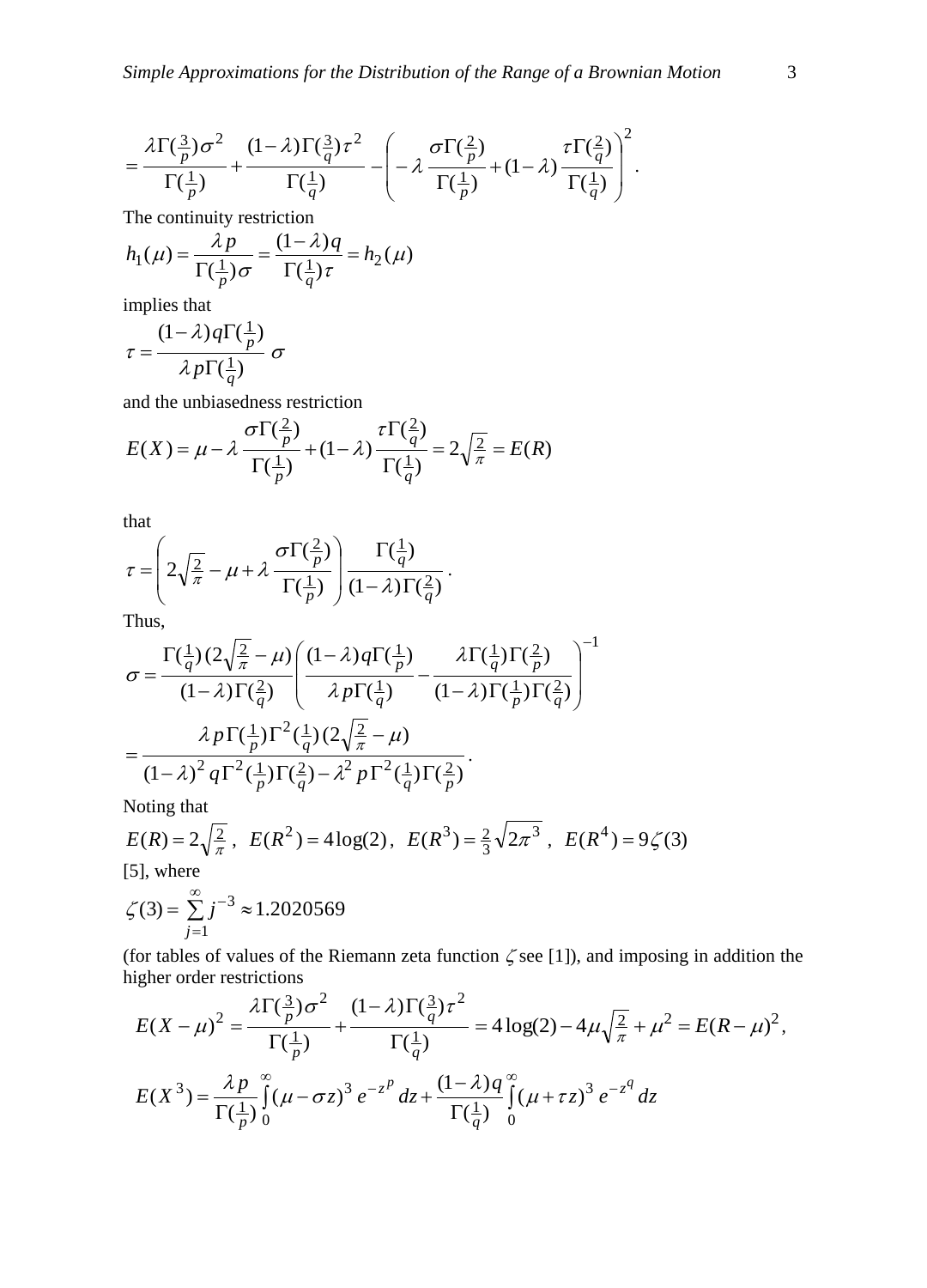$$
= \frac{\lambda \Gamma(\frac{3}{p})\sigma^2}{\Gamma(\frac{1}{p})} + \frac{(1-\lambda)\Gamma(\frac{3}{q})\tau^2}{\Gamma(\frac{1}{q})} - \left( -\lambda \frac{\sigma \Gamma(\frac{2}{p})}{\Gamma(\frac{1}{p})} + (1-\lambda) \frac{\tau \Gamma(\frac{2}{q})}{\Gamma(\frac{1}{q})} \right)^2 .
$$

The continuity restriction

$$
h_1(\mu) = \frac{\lambda p}{\Gamma(\frac{1}{p})\sigma} = \frac{(1-\lambda)q}{\Gamma(\frac{1}{q})\tau} = h_2(\mu)
$$

implies that

$$
\tau = \frac{(1-\lambda) q \Gamma(\frac{1}{p})}{\lambda p \Gamma(\frac{1}{q})} \sigma
$$

and the unbiasedness restriction

$$
E(X) = \mu - \lambda \frac{\sigma \Gamma(\frac{2}{p})}{\Gamma(\frac{1}{p})} + (1-\lambda) \frac{\tau \Gamma(\frac{2}{q})}{\Gamma(\frac{1}{q})} = 2\sqrt{\tfrac{2}{\pi}} = E(R)
$$

that

$$
\tau = \left( 2\sqrt{\tfrac{2}{\pi}} - \mu + \lambda \frac{\sigma \Gamma(\frac{2}{p})}{\Gamma(\frac{1}{p})} \right) \frac{\Gamma(\frac{1}{q})}{(1-\lambda)\Gamma(\frac{2}{q})} .
$$

Thus,

$$
\sigma = \frac{\Gamma(\frac{1}{q})(2\sqrt{\frac{2}{\pi}} - \mu)}{(1-\lambda)\Gamma(\frac{2}{q})} \left( \frac{(1-\lambda) q \Gamma(\frac{1}{p})}{\lambda p \Gamma(\frac{1}{q})} - \frac{\lambda \Gamma(\frac{1}{q})\Gamma(\frac{2}{p})}{(1-\lambda)\Gamma(\frac{1}{p})\Gamma(\frac{2}{q})} \right)^{-1}
$$

$$
= \frac{\lambda p \Gamma(\frac{1}{p}) \Gamma^2(\frac{1}{q}) (2\sqrt{\frac{2}{\pi}} - \mu)}{(1-\lambda)^2 q \Gamma^2(\frac{1}{p}) \Gamma(\frac{2}{q}) - \lambda^2 p \Gamma^2(\frac{1}{q}) \Gamma(\frac{2}{p})} .
$$

Noting that

$$
E(R) = 2\sqrt{\tfrac{2}{\pi}}, \quad E(R^2) = 4\log(2), \quad E(R^3) = \tfrac{2}{3}\sqrt{2\pi^3}, \quad E(R^4) = 9\zeta(3)
$$

[5], where

$$
\zeta(3) = \sum_{j=1}^{\infty} j^{-3} \approx 1.2020569
$$

(for tables of values of the Riemann zeta function $\zeta$ see [1]), and imposing in addition the higher order restrictions

$$
E(X-\mu)^2 = \frac{\lambda \Gamma(\frac{3}{p})\sigma^2}{\Gamma(\frac{1}{p})} + \frac{(1-\lambda)\Gamma(\frac{3}{q})\tau^2}{\Gamma(\frac{1}{q})} = 4\log(2) - 4\mu\sqrt{\tfrac{2}{\pi}} + \mu^2 = E(R-\mu)^2 ,
$$

$$
E(X^3) = \frac{\lambda p}{\Gamma(\frac{1}{p})} \int_0^{\infty} (\mu - \sigma z)^3 e^{-z^p} dz + \frac{(1-\lambda) q}{\Gamma(\frac{1}{q})} \int_0^{\infty} (\mu + \tau z)^3 e^{-z^q} dz
$$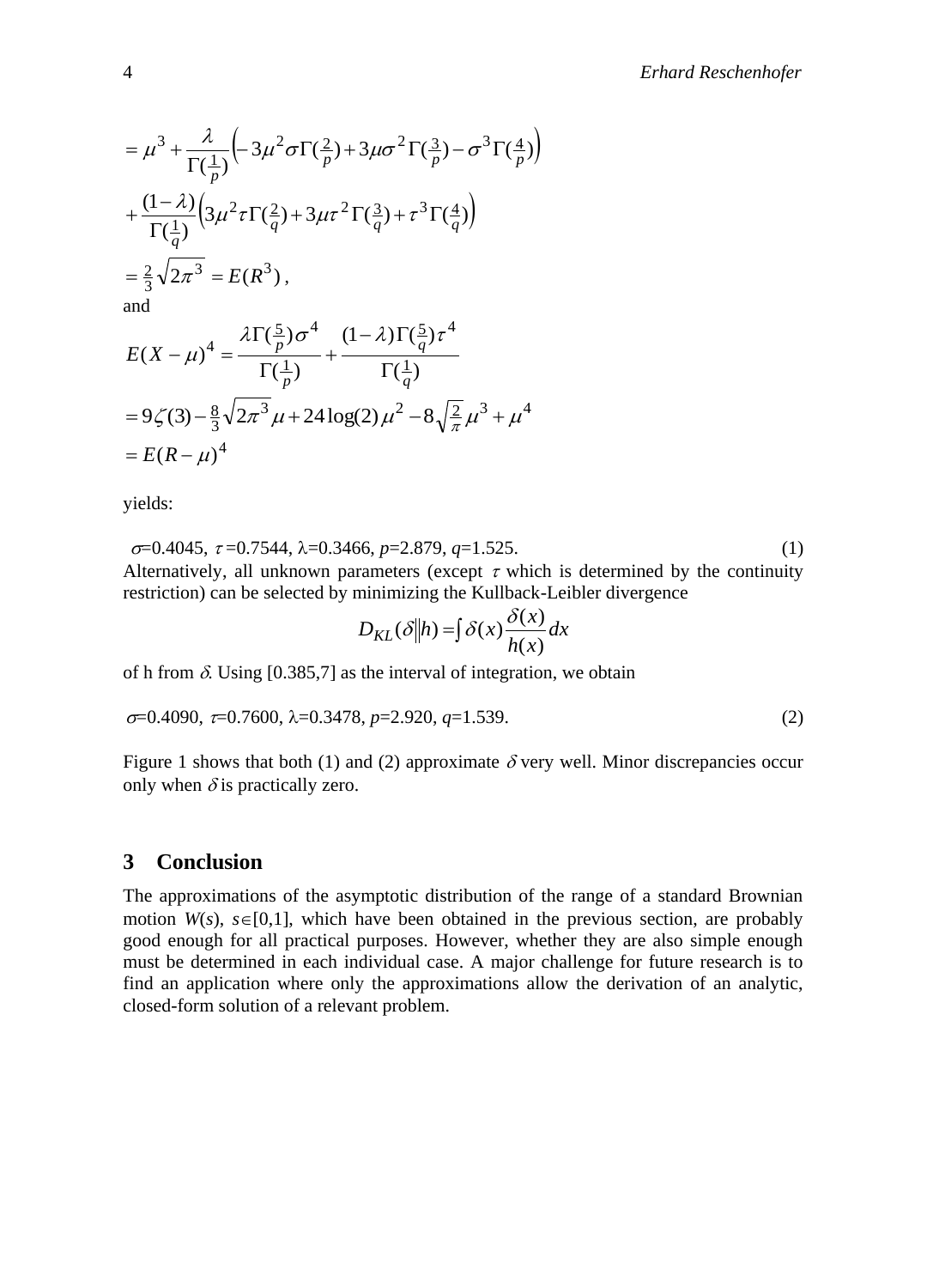$$
\begin{aligned}
&= \mu^3 + \frac{\lambda}{\Gamma(\frac{1}{p})}\Big(-3\mu^2\sigma\Gamma(\tfrac{2}{p}) + 3\mu\sigma^2\Gamma(\tfrac{3}{p}) - \sigma^3\Gamma(\tfrac{4}{p})\Big) \\
&+ \frac{(1-\lambda)}{\Gamma(\frac{1}{q})}\Big(3\mu^2\tau\Gamma(\tfrac{2}{q}) + 3\mu\tau^2\Gamma(\tfrac{3}{q}) + \tau^3\Gamma(\tfrac{4}{q})\Big) \\
&= \tfrac{2}{3}\sqrt{2\pi^3} = E(R^3)\,,
\end{aligned}
$$

and

$$
\begin{aligned}
E(X-\mu)^4 &= \frac{\lambda\Gamma(\frac{5}{p})\sigma^4}{\Gamma(\frac{1}{p})} + \frac{(1-\lambda)\Gamma(\frac{5}{q})\tau^4}{\Gamma(\frac{1}{q})} \\
&= 9\zeta(3) - \tfrac{8}{3}\sqrt{2\pi^3}\,\mu + 24\log(2)\,\mu^2 - 8\sqrt{\tfrac{2}{\pi}}\,\mu^3 + \mu^4 \\
&= E(R-\mu)^4
\end{aligned}
$$

yields:

$$\sigma=0.4045,\ \tau=0.7544,\ \lambda=0.3466,\ p=2.879,\ q=1.525. \tag{1}$$

Alternatively, all unknown parameters (except $\tau$ which is determined by the continuity restriction) can be selected by minimizing the Kullback-Leibler divergence

$$D_{KL}(\delta \| h) = \int \delta(x)\frac{\delta(x)}{h(x)}dx$$

of h from $\delta$. Using [0.385,7] as the interval of integration, we obtain

$$\sigma=0.4090,\ \tau=0.7600,\ \lambda=0.3478,\ p=2.920,\ q=1.539. \tag{2}$$

Figure 1 shows that both (1) and (2) approximate $\delta$ very well. Minor discrepancies occur only when $\delta$ is practically zero.

## 3 Conclusion

The approximations of the asymptotic distribution of the range of a standard Brownian motion $W(s)$, $s\in[0,1]$, which have been obtained in the previous section, are probably good enough for all practical purposes. However, whether they are also simple enough must be determined in each individual case. A major challenge for future research is to find an application where only the approximations allow the derivation of an analytic, closed-form solution of a relevant problem.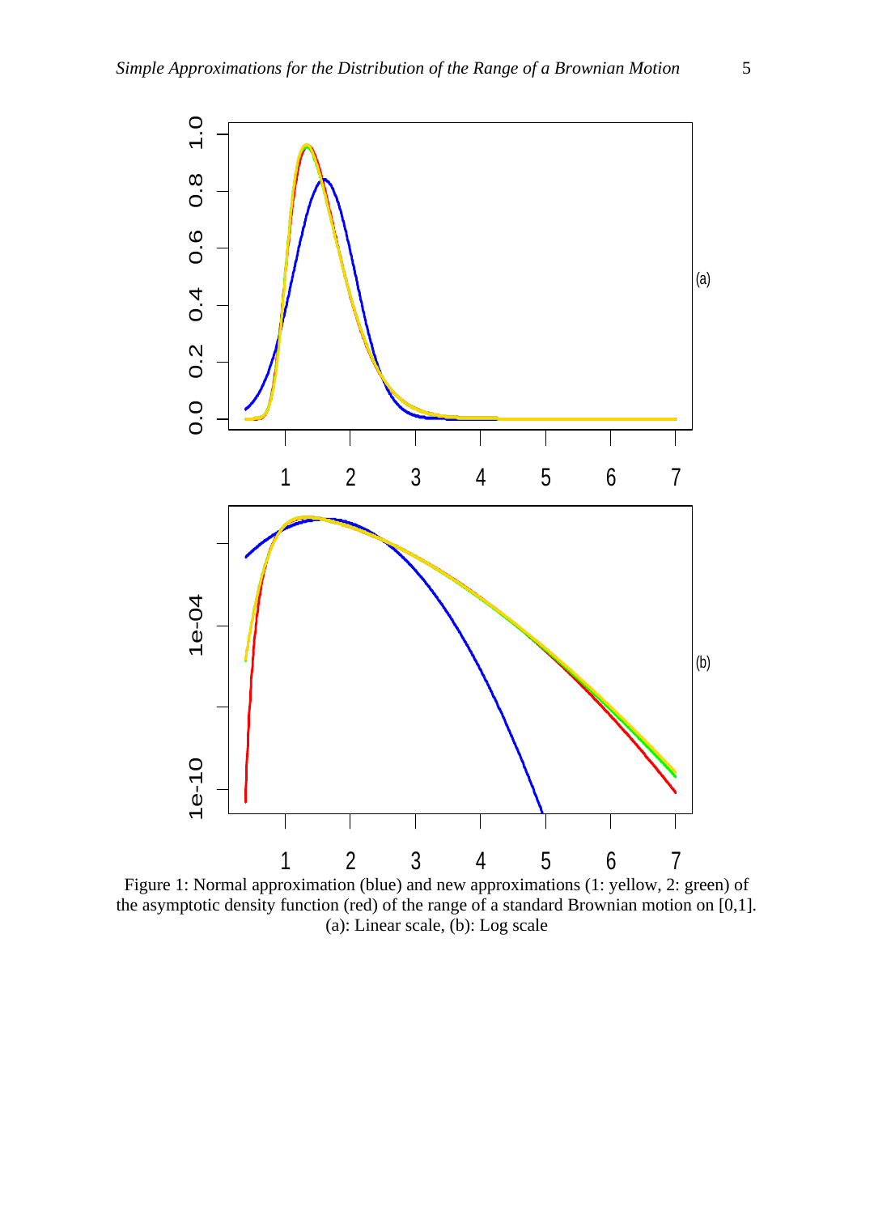Figure 1: Normal approximation (blue) and new approximations (1: yellow, 2: green) of the asymptotic density function (red) of the range of a standard Brownian motion on [0,1]. (a): Linear scale, (b): Log scale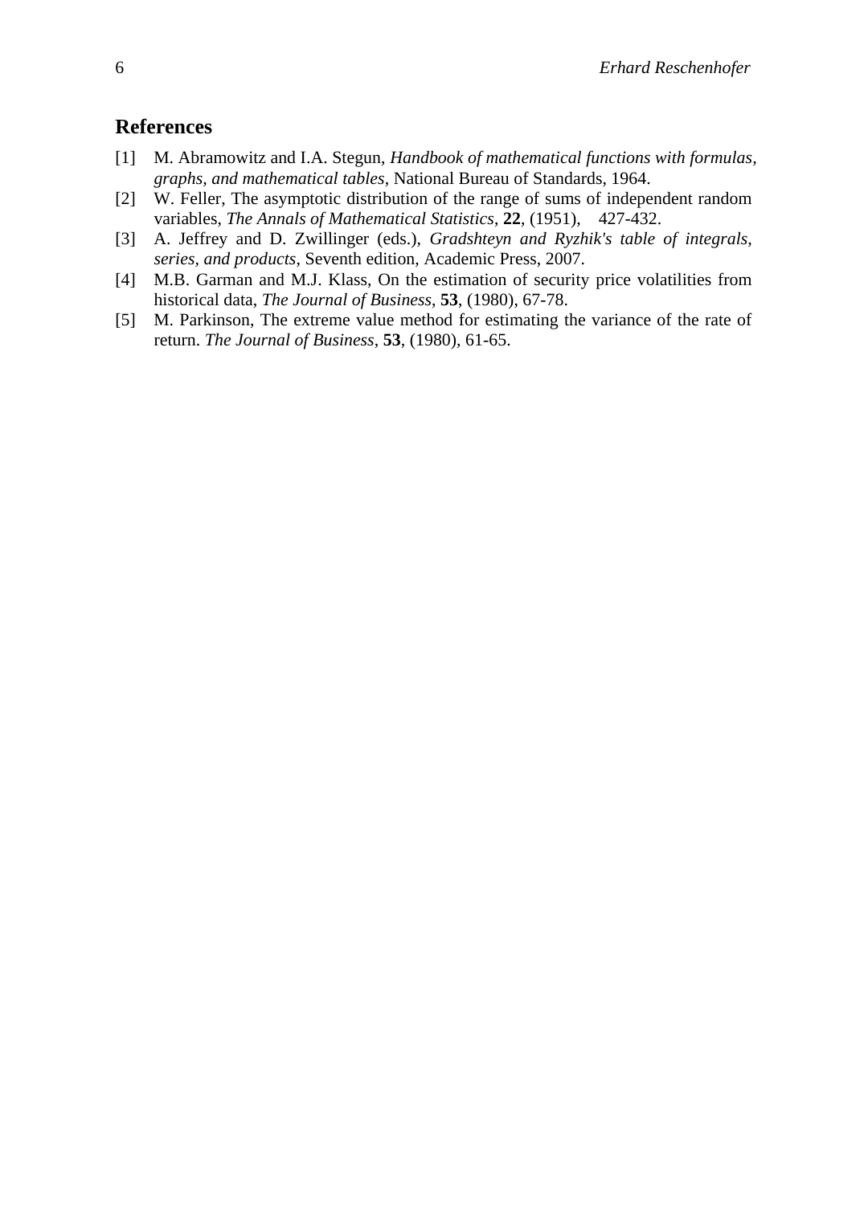## References

[1] M. Abramowitz and I.A. Stegun, *Handbook of mathematical functions with formulas, graphs, and mathematical tables*, National Bureau of Standards, 1964.

[2] W. Feller, The asymptotic distribution of the range of sums of independent random variables, *The Annals of Mathematical Statistics*, **22**, (1951), 427-432.

[3] A. Jeffrey and D. Zwillinger (eds.), *Gradshteyn and Ryzhik's table of integrals, series, and products*, Seventh edition, Academic Press, 2007.

[4] M.B. Garman and M.J. Klass, On the estimation of security price volatilities from historical data, *The Journal of Business*, **53**, (1980), 67-78.

[5] M. Parkinson, The extreme value method for estimating the variance of the rate of return. *The Journal of Business*, **53**, (1980), 61-65.